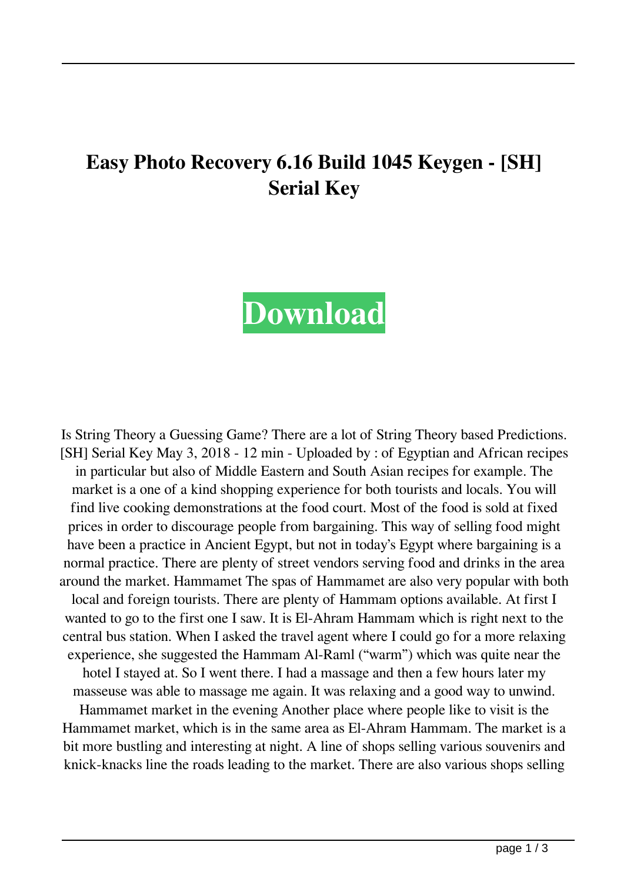# Easy Photo Recovery 6.16 Build 1045 Keygen - [SH] Serial Key

**Download**

Is String Theory a Guessing Game? There are a lot of String Theory based Predictions. [SH] Serial Key May 3, 2018 - 12 min - Uploaded by : of Egyptian and African recipes in particular but also of Middle Eastern and South Asian recipes for example. The market is a one of a kind shopping experience for both tourists and locals. You will find live cooking demonstrations at the food court. Most of the food is sold at fixed prices in order to discourage people from bargaining. This way of selling food might have been a practice in Ancient Egypt, but not in today's Egypt where bargaining is a normal practice. There are plenty of street vendors serving food and drinks in the area around the market. Hammamet The spas of Hammamet are also very popular with both local and foreign tourists. There are plenty of Hammam options available. At first I wanted to go to the first one I saw. It is El-Ahram Hammam which is right next to the central bus station. When I asked the travel agent where I could go for a more relaxing experience, she suggested the Hammam Al-Raml ("warm") which was quite near the hotel I stayed at. So I went there. I had a massage and then a few hours later my masseuse was able to massage me again. It was relaxing and a good way to unwind. Hammamet market in the evening Another place where people like to visit is the Hammamet market, which is in the same area as El-Ahram Hammam. The market is a bit more bustling and interesting at night. A line of shops selling various souvenirs and knick-knacks line the roads leading to the market. There are also various shops selling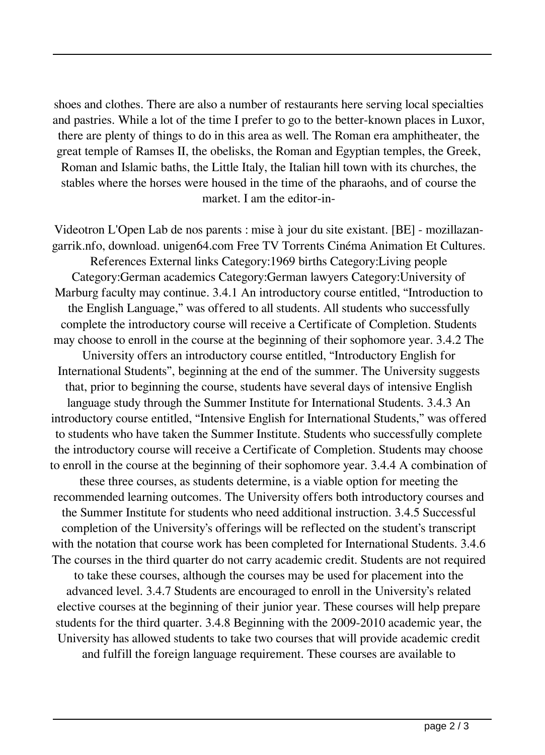shoes and clothes. There are also a number of restaurants here serving local specialties and pastries. While a lot of the time I prefer to go to the better-known places in Luxor, there are plenty of things to do in this area as well. The Roman era amphitheater, the great temple of Ramses II, the obelisks, the Roman and Egyptian temples, the Greek, Roman and Islamic baths, the Little Italy, the Italian hill town with its churches, the stables where the horses were housed in the time of the pharaohs, and of course the market. I am the editor-in-

Videotron L'Open Lab de nos parents : mise à jour du site existant. [BE] - mozillazan-garrik.nfo, download. unigen64.com Free TV Torrents Cinéma Animation Et Cultures. References External links Category:1969 births Category:Living people Category:German academics Category:German lawyers Category:University of Marburg faculty may continue. 3.4.1 An introductory course entitled, "Introduction to the English Language," was offered to all students. All students who successfully complete the introductory course will receive a Certificate of Completion. Students may choose to enroll in the course at the beginning of their sophomore year. 3.4.2 The University offers an introductory course entitled, "Introductory English for International Students", beginning at the end of the summer. The University suggests that, prior to beginning the course, students have several days of intensive English language study through the Summer Institute for International Students. 3.4.3 An introductory course entitled, "Intensive English for International Students," was offered to students who have taken the Summer Institute. Students who successfully complete the introductory course will receive a Certificate of Completion. Students may choose to enroll in the course at the beginning of their sophomore year. 3.4.4 A combination of these three courses, as students determine, is a viable option for meeting the recommended learning outcomes. The University offers both introductory courses and the Summer Institute for students who need additional instruction. 3.4.5 Successful completion of the University's offerings will be reflected on the student's transcript with the notation that course work has been completed for International Students. 3.4.6 The courses in the third quarter do not carry academic credit. Students are not required to take these courses, although the courses may be used for placement into the advanced level. 3.4.7 Students are encouraged to enroll in the University's related elective courses at the beginning of their junior year. These courses will help prepare students for the third quarter. 3.4.8 Beginning with the 2009-2010 academic year, the University has allowed students to take two courses that will provide academic credit and fulfill the foreign language requirement. These courses are available to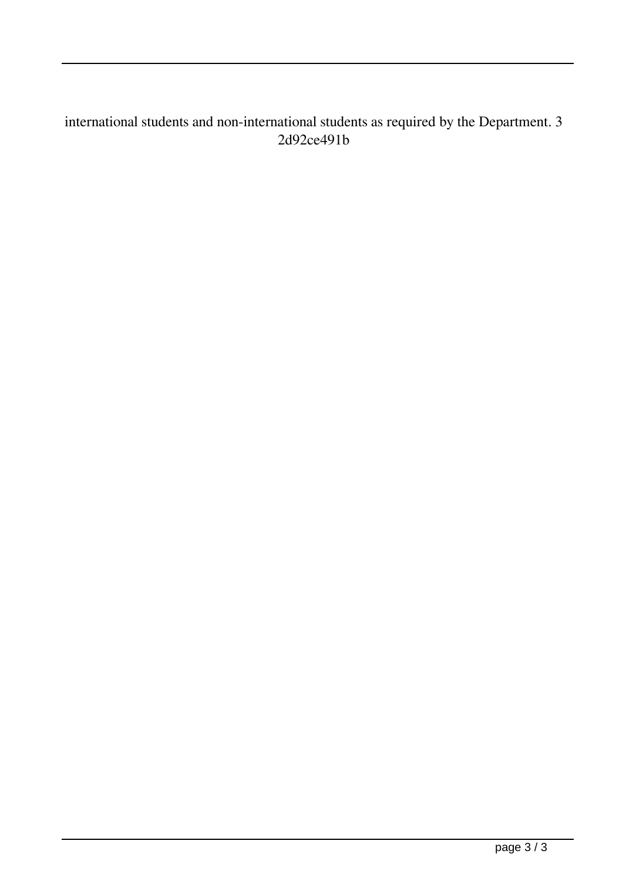international students and non-international students as required by the Department. 3
2d92ce491b